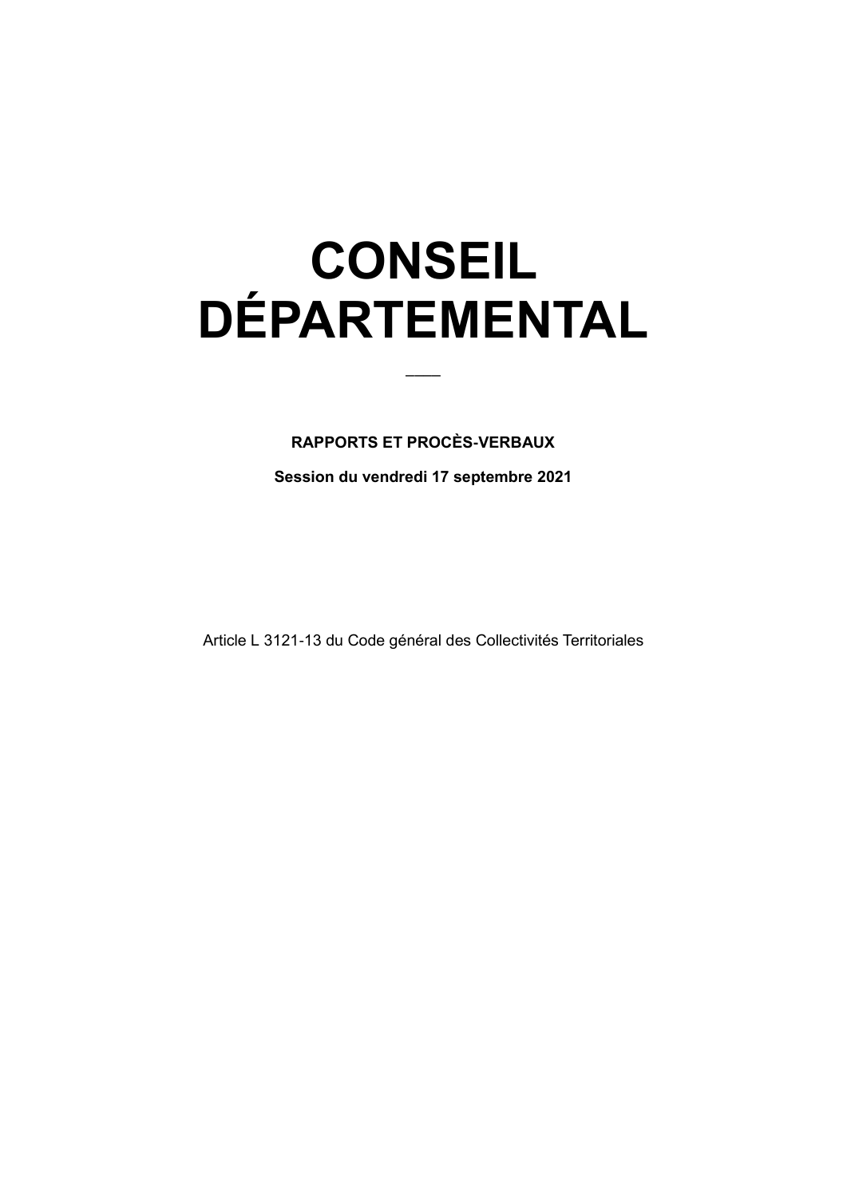# CONSEIL DÉPARTEMENTAL

---

**RAPPORTS ET PROCÈS-VERBAUX**

**Session du vendredi 17 septembre 2021**

Article L 3121-13 du Code général des Collectivités Territoriales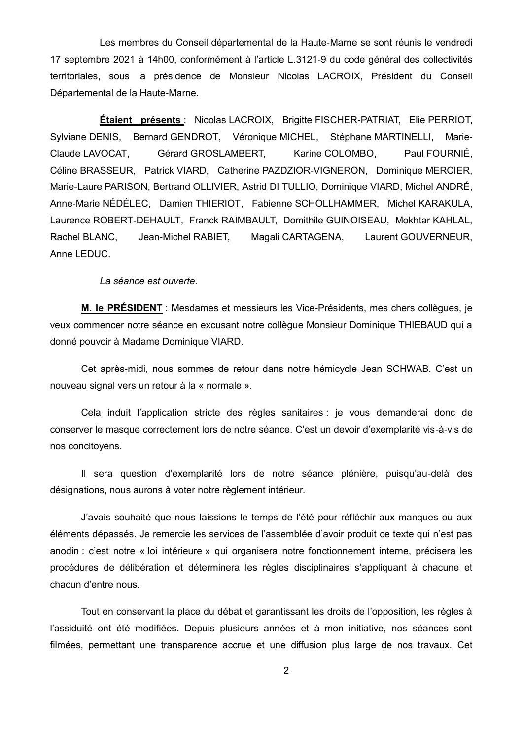Les membres du Conseil départemental de la Haute-Marne se sont réunis le vendredi 17 septembre 2021 à 14h00, conformément à l'article L.3121-9 du code général des collectivités territoriales, sous la présidence de Monsieur Nicolas LACROIX, Président du Conseil Départemental de la Haute-Marne.

**Étaient présents** : Nicolas LACROIX, Brigitte FISCHER-PATRIAT, Elie PERRIOT, Sylviane DENIS, Bernard GENDROT, Véronique MICHEL, Stéphane MARTINELLI, Marie-Claude LAVOCAT, Gérard GROSLAMBERT, Karine COLOMBO, Paul FOURNIÉ, Céline BRASSEUR, Patrick VIARD, Catherine PAZDZIOR-VIGNERON, Dominique MERCIER, Marie-Laure PARISON, Bertrand OLLIVIER, Astrid DI TULLIO, Dominique VIARD, Michel ANDRÉ, Anne-Marie NÉDÉLEC, Damien THIERIOT, Fabienne SCHOLLHAMMER, Michel KARAKULA, Laurence ROBERT-DEHAULT, Franck RAIMBAULT, Domithile GUINOISEAU, Mokhtar KAHLAL, Rachel BLANC, Jean-Michel RABIET, Magali CARTAGENA, Laurent GOUVERNEUR, Anne LEDUC.

*La séance est ouverte.*

**M. le PRÉSIDENT** : Mesdames et messieurs les Vice-Présidents, mes chers collègues, je veux commencer notre séance en excusant notre collègue Monsieur Dominique THIEBAUD qui a donné pouvoir à Madame Dominique VIARD.

Cet après-midi, nous sommes de retour dans notre hémicycle Jean SCHWAB. C'est un nouveau signal vers un retour à la « normale ».

Cela induit l'application stricte des règles sanitaires : je vous demanderai donc de conserver le masque correctement lors de notre séance. C'est un devoir d'exemplarité vis-à-vis de nos concitoyens.

Il sera question d'exemplarité lors de notre séance plénière, puisqu'au-delà des désignations, nous aurons à voter notre règlement intérieur.

J'avais souhaité que nous laissions le temps de l'été pour réfléchir aux manques ou aux éléments dépassés. Je remercie les services de l'assemblée d'avoir produit ce texte qui n'est pas anodin : c'est notre « loi intérieure » qui organisera notre fonctionnement interne, précisera les procédures de délibération et déterminera les règles disciplinaires s'appliquant à chacune et chacun d'entre nous.

Tout en conservant la place du débat et garantissant les droits de l'opposition, les règles à l'assiduité ont été modifiées. Depuis plusieurs années et à mon initiative, nos séances sont filmées, permettant une transparence accrue et une diffusion plus large de nos travaux. Cet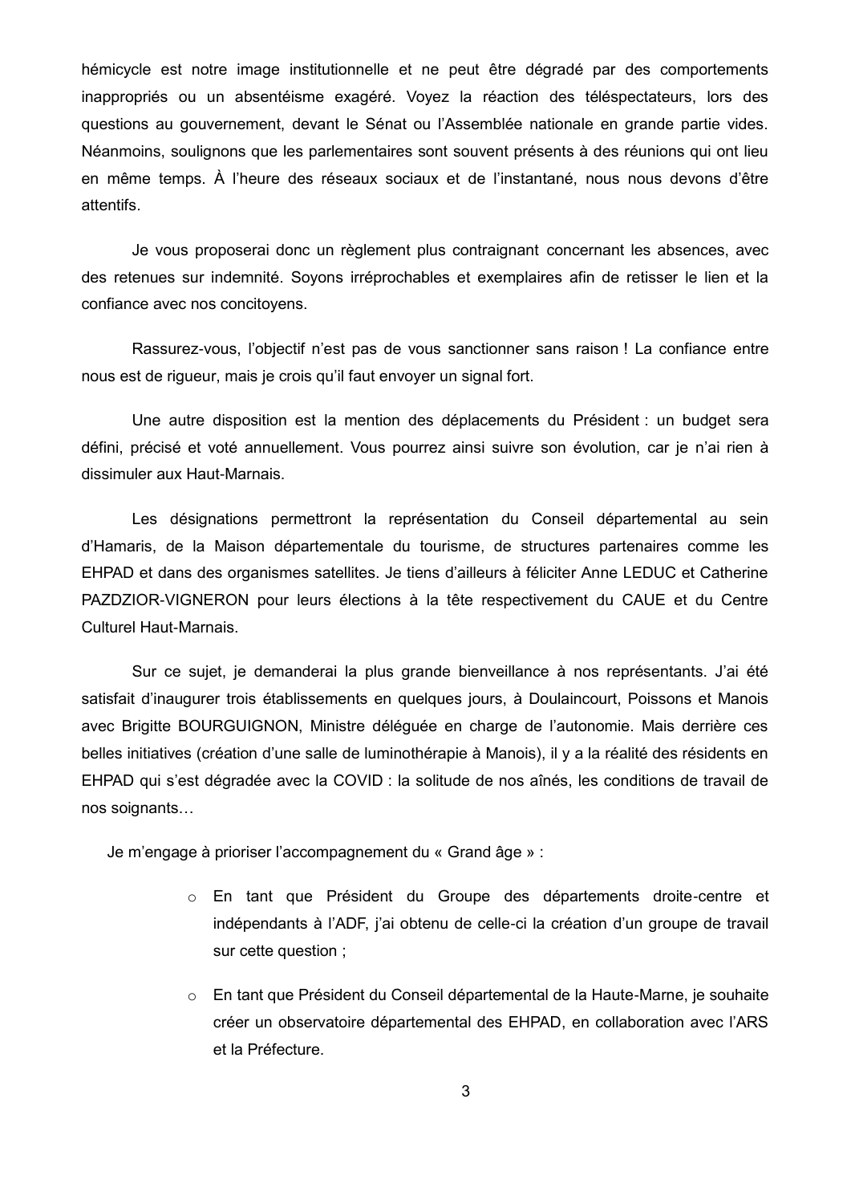hémicycle est notre image institutionnelle et ne peut être dégradé par des comportements inappropriés ou un absentéisme exagéré. Voyez la réaction des téléspectateurs, lors des questions au gouvernement, devant le Sénat ou l'Assemblée nationale en grande partie vides. Néanmoins, soulignons que les parlementaires sont souvent présents à des réunions qui ont lieu en même temps. À l'heure des réseaux sociaux et de l'instantané, nous nous devons d'être attentifs.

Je vous proposerai donc un règlement plus contraignant concernant les absences, avec des retenues sur indemnité. Soyons irréprochables et exemplaires afin de retisser le lien et la confiance avec nos concitoyens.

Rassurez-vous, l'objectif n'est pas de vous sanctionner sans raison ! La confiance entre nous est de rigueur, mais je crois qu'il faut envoyer un signal fort.

Une autre disposition est la mention des déplacements du Président : un budget sera défini, précisé et voté annuellement. Vous pourrez ainsi suivre son évolution, car je n'ai rien à dissimuler aux Haut-Marnais.

Les désignations permettront la représentation du Conseil départemental au sein d'Hamaris, de la Maison départementale du tourisme, de structures partenaires comme les EHPAD et dans des organismes satellites. Je tiens d'ailleurs à féliciter Anne LEDUC et Catherine PAZDZIOR-VIGNERON pour leurs élections à la tête respectivement du CAUE et du Centre Culturel Haut-Marnais.

Sur ce sujet, je demanderai la plus grande bienveillance à nos représentants. J'ai été satisfait d'inaugurer trois établissements en quelques jours, à Doulaincourt, Poissons et Manois avec Brigitte BOURGUIGNON, Ministre déléguée en charge de l'autonomie. Mais derrière ces belles initiatives (création d'une salle de luminothérapie à Manois), il y a la réalité des résidents en EHPAD qui s'est dégradée avec la COVID : la solitude de nos aînés, les conditions de travail de nos soignants…

Je m'engage à prioriser l'accompagnement du « Grand âge » :

- En tant que Président du Groupe des départements droite-centre et indépendants à l'ADF, j'ai obtenu de celle-ci la création d'un groupe de travail sur cette question ;
- En tant que Président du Conseil départemental de la Haute-Marne, je souhaite créer un observatoire départemental des EHPAD, en collaboration avec l'ARS et la Préfecture.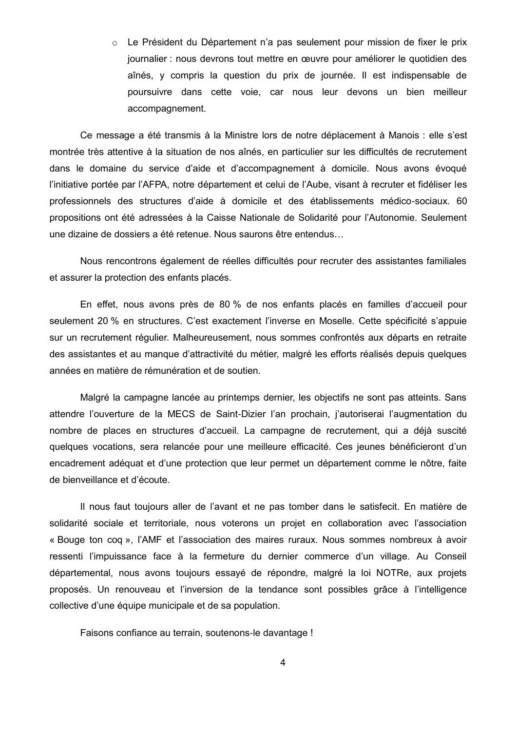- Le Président du Département n'a pas seulement pour mission de fixer le prix journalier : nous devrons tout mettre en œuvre pour améliorer le quotidien des aînés, y compris la question du prix de journée. Il est indispensable de poursuivre dans cette voie, car nous leur devons un bien meilleur accompagnement.

Ce message a été transmis à la Ministre lors de notre déplacement à Manois : elle s'est montrée très attentive à la situation de nos aînés, en particulier sur les difficultés de recrutement dans le domaine du service d'aide et d'accompagnement à domicile. Nous avons évoqué l'initiative portée par l'AFPA, notre département et celui de l'Aube, visant à recruter et fidéliser les professionnels des structures d'aide à domicile et des établissements médico-sociaux. 60 propositions ont été adressées à la Caisse Nationale de Solidarité pour l'Autonomie. Seulement une dizaine de dossiers a été retenue. Nous saurons être entendus…

Nous rencontrons également de réelles difficultés pour recruter des assistantes familiales et assurer la protection des enfants placés.

En effet, nous avons près de 80 % de nos enfants placés en familles d'accueil pour seulement 20 % en structures. C'est exactement l'inverse en Moselle. Cette spécificité s'appuie sur un recrutement régulier. Malheureusement, nous sommes confrontés aux départs en retraite des assistantes et au manque d'attractivité du métier, malgré les efforts réalisés depuis quelques années en matière de rémunération et de soutien.

Malgré la campagne lancée au printemps dernier, les objectifs ne sont pas atteints. Sans attendre l'ouverture de la MECS de Saint-Dizier l'an prochain, j'autoriserai l'augmentation du nombre de places en structures d'accueil. La campagne de recrutement, qui a déjà suscité quelques vocations, sera relancée pour une meilleure efficacité. Ces jeunes bénéficieront d'un encadrement adéquat et d'une protection que leur permet un département comme le nôtre, faite de bienveillance et d'écoute.

Il nous faut toujours aller de l'avant et ne pas tomber dans le satisfecit. En matière de solidarité sociale et territoriale, nous voterons un projet en collaboration avec l'association « Bouge ton coq », l'AMF et l'association des maires ruraux. Nous sommes nombreux à avoir ressenti l'impuissance face à la fermeture du dernier commerce d'un village. Au Conseil départemental, nous avons toujours essayé de répondre, malgré la loi NOTRe, aux projets proposés. Un renouveau et l'inversion de la tendance sont possibles grâce à l'intelligence collective d'une équipe municipale et de sa population.

Faisons confiance au terrain, soutenons-le davantage !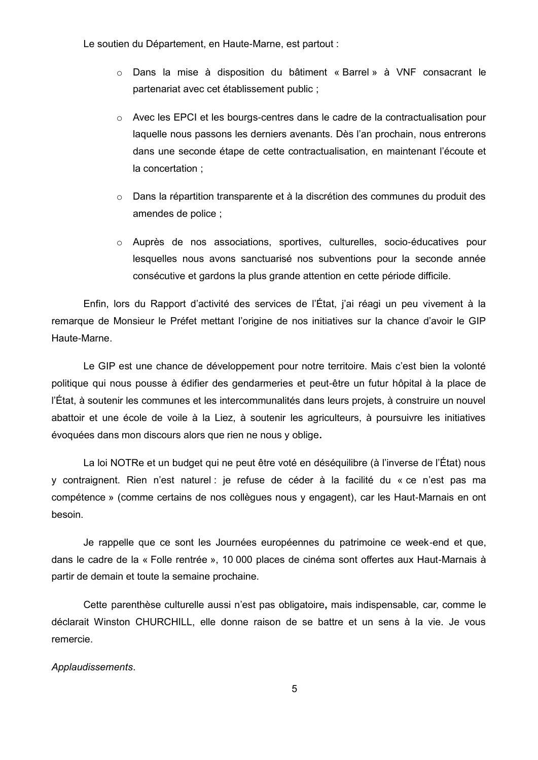Le soutien du Département, en Haute-Marne, est partout :

- Dans la mise à disposition du bâtiment « Barrel » à VNF consacrant le partenariat avec cet établissement public ;
- Avec les EPCI et les bourgs-centres dans le cadre de la contractualisation pour laquelle nous passons les derniers avenants. Dès l'an prochain, nous entrerons dans une seconde étape de cette contractualisation, en maintenant l'écoute et la concertation ;
- Dans la répartition transparente et à la discrétion des communes du produit des amendes de police ;
- Auprès de nos associations, sportives, culturelles, socio-éducatives pour lesquelles nous avons sanctuarisé nos subventions pour la seconde année consécutive et gardons la plus grande attention en cette période difficile.

Enfin, lors du Rapport d'activité des services de l'État, j'ai réagi un peu vivement à la remarque de Monsieur le Préfet mettant l'origine de nos initiatives sur la chance d'avoir le GIP Haute-Marne.

Le GIP est une chance de développement pour notre territoire. Mais c'est bien la volonté politique qui nous pousse à édifier des gendarmeries et peut-être un futur hôpital à la place de l'État, à soutenir les communes et les intercommunalités dans leurs projets, à construire un nouvel abattoir et une école de voile à la Liez, à soutenir les agriculteurs, à poursuivre les initiatives évoquées dans mon discours alors que rien ne nous y oblige**.**

La loi NOTRe et un budget qui ne peut être voté en déséquilibre (à l'inverse de l'État) nous y contraignent. Rien n'est naturel : je refuse de céder à la facilité du « ce n'est pas ma compétence » (comme certains de nos collègues nous y engagent), car les Haut-Marnais en ont besoin.

Je rappelle que ce sont les Journées européennes du patrimoine ce week-end et que, dans le cadre de la « Folle rentrée », 10 000 places de cinéma sont offertes aux Haut-Marnais à partir de demain et toute la semaine prochaine.

Cette parenthèse culturelle aussi n'est pas obligatoire**,** mais indispensable, car, comme le déclarait Winston CHURCHILL, elle donne raison de se battre et un sens à la vie. Je vous remercie.

*Applaudissements*.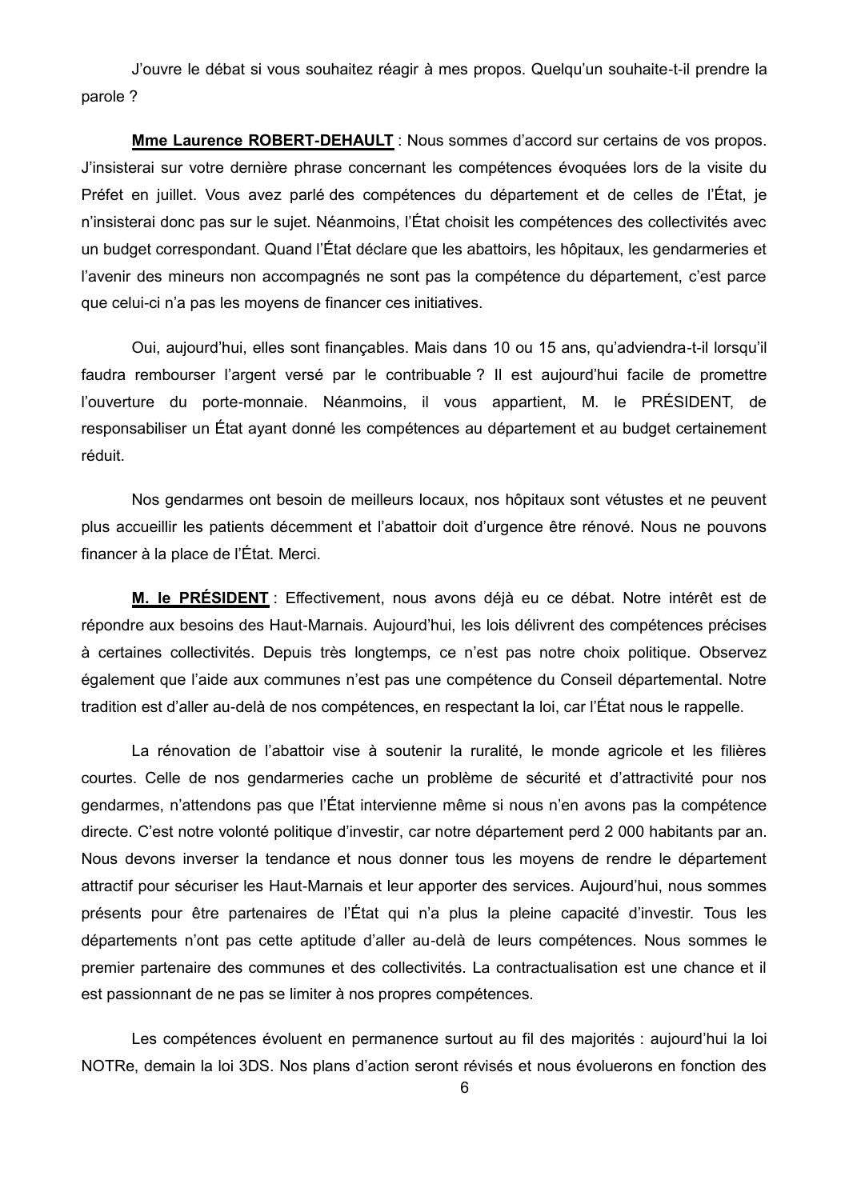J'ouvre le débat si vous souhaitez réagir à mes propos. Quelqu'un souhaite-t-il prendre la parole ?

**Mme Laurence ROBERT-DEHAULT** : Nous sommes d'accord sur certains de vos propos. J'insisterai sur votre dernière phrase concernant les compétences évoquées lors de la visite du Préfet en juillet. Vous avez parlé des compétences du département et de celles de l'État, je n'insisterai donc pas sur le sujet. Néanmoins, l'État choisit les compétences des collectivités avec un budget correspondant. Quand l'État déclare que les abattoirs, les hôpitaux, les gendarmeries et l'avenir des mineurs non accompagnés ne sont pas la compétence du département, c'est parce que celui-ci n'a pas les moyens de financer ces initiatives.

Oui, aujourd'hui, elles sont finançables. Mais dans 10 ou 15 ans, qu'adviendra-t-il lorsqu'il faudra rembourser l'argent versé par le contribuable ? Il est aujourd'hui facile de promettre l'ouverture du porte-monnaie. Néanmoins, il vous appartient, M. le PRÉSIDENT, de responsabiliser un État ayant donné les compétences au département et au budget certainement réduit.

Nos gendarmes ont besoin de meilleurs locaux, nos hôpitaux sont vétustes et ne peuvent plus accueillir les patients décemment et l'abattoir doit d'urgence être rénové. Nous ne pouvons financer à la place de l'État. Merci.

**M. le PRÉSIDENT** : Effectivement, nous avons déjà eu ce débat. Notre intérêt est de répondre aux besoins des Haut-Marnais. Aujourd'hui, les lois délivrent des compétences précises à certaines collectivités. Depuis très longtemps, ce n'est pas notre choix politique. Observez également que l'aide aux communes n'est pas une compétence du Conseil départemental. Notre tradition est d'aller au-delà de nos compétences, en respectant la loi, car l'État nous le rappelle.

La rénovation de l'abattoir vise à soutenir la ruralité, le monde agricole et les filières courtes. Celle de nos gendarmeries cache un problème de sécurité et d'attractivité pour nos gendarmes, n'attendons pas que l'État intervienne même si nous n'en avons pas la compétence directe. C'est notre volonté politique d'investir, car notre département perd 2 000 habitants par an. Nous devons inverser la tendance et nous donner tous les moyens de rendre le département attractif pour sécuriser les Haut-Marnais et leur apporter des services. Aujourd'hui, nous sommes présents pour être partenaires de l'État qui n'a plus la pleine capacité d'investir. Tous les départements n'ont pas cette aptitude d'aller au-delà de leurs compétences. Nous sommes le premier partenaire des communes et des collectivités. La contractualisation est une chance et il est passionnant de ne pas se limiter à nos propres compétences.

Les compétences évoluent en permanence surtout au fil des majorités : aujourd'hui la loi NOTRe, demain la loi 3DS. Nos plans d'action seront révisés et nous évoluerons en fonction des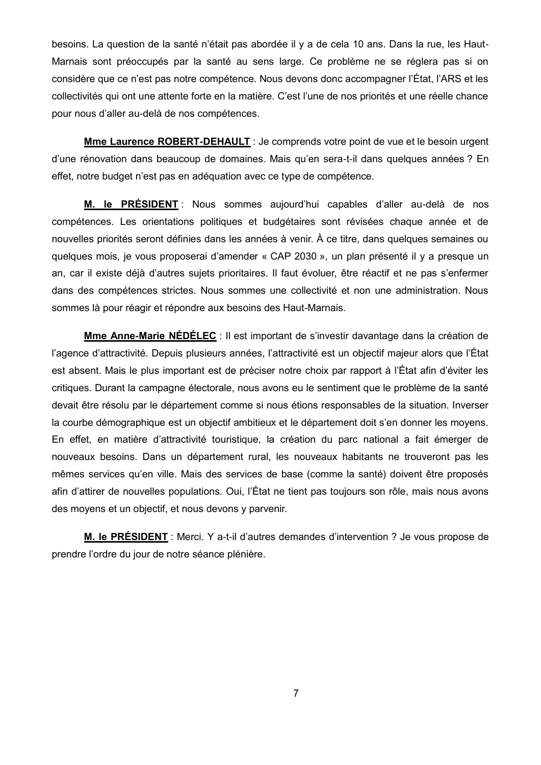besoins. La question de la santé n'était pas abordée il y a de cela 10 ans. Dans la rue, les Haut-Marnais sont préoccupés par la santé au sens large. Ce problème ne se réglera pas si on considère que ce n'est pas notre compétence. Nous devons donc accompagner l'État, l'ARS et les collectivités qui ont une attente forte en la matière. C'est l'une de nos priorités et une réelle chance pour nous d'aller au-delà de nos compétences.

**Mme Laurence ROBERT-DEHAULT** : Je comprends votre point de vue et le besoin urgent d'une rénovation dans beaucoup de domaines. Mais qu'en sera-t-il dans quelques années ? En effet, notre budget n'est pas en adéquation avec ce type de compétence.

**M. le PRÉSIDENT** : Nous sommes aujourd'hui capables d'aller au-delà de nos compétences. Les orientations politiques et budgétaires sont révisées chaque année et de nouvelles priorités seront définies dans les années à venir. À ce titre, dans quelques semaines ou quelques mois, je vous proposerai d'amender « CAP 2030 », un plan présenté il y a presque un an, car il existe déjà d'autres sujets prioritaires. Il faut évoluer, être réactif et ne pas s'enfermer dans des compétences strictes. Nous sommes une collectivité et non une administration. Nous sommes là pour réagir et répondre aux besoins des Haut-Marnais.

**Mme Anne-Marie NÉDÉLEC** : Il est important de s'investir davantage dans la création de l'agence d'attractivité. Depuis plusieurs années, l'attractivité est un objectif majeur alors que l'État est absent. Mais le plus important est de préciser notre choix par rapport à l'État afin d'éviter les critiques. Durant la campagne électorale, nous avons eu le sentiment que le problème de la santé devait être résolu par le département comme si nous étions responsables de la situation. Inverser la courbe démographique est un objectif ambitieux et le département doit s'en donner les moyens. En effet, en matière d'attractivité touristique, la création du parc national a fait émerger de nouveaux besoins. Dans un département rural, les nouveaux habitants ne trouveront pas les mêmes services qu'en ville. Mais des services de base (comme la santé) doivent être proposés afin d'attirer de nouvelles populations. Oui, l'État ne tient pas toujours son rôle, mais nous avons des moyens et un objectif, et nous devons y parvenir.

**M. le PRÉSIDENT** : Merci. Y a-t-il d'autres demandes d'intervention ? Je vous propose de prendre l'ordre du jour de notre séance plénière.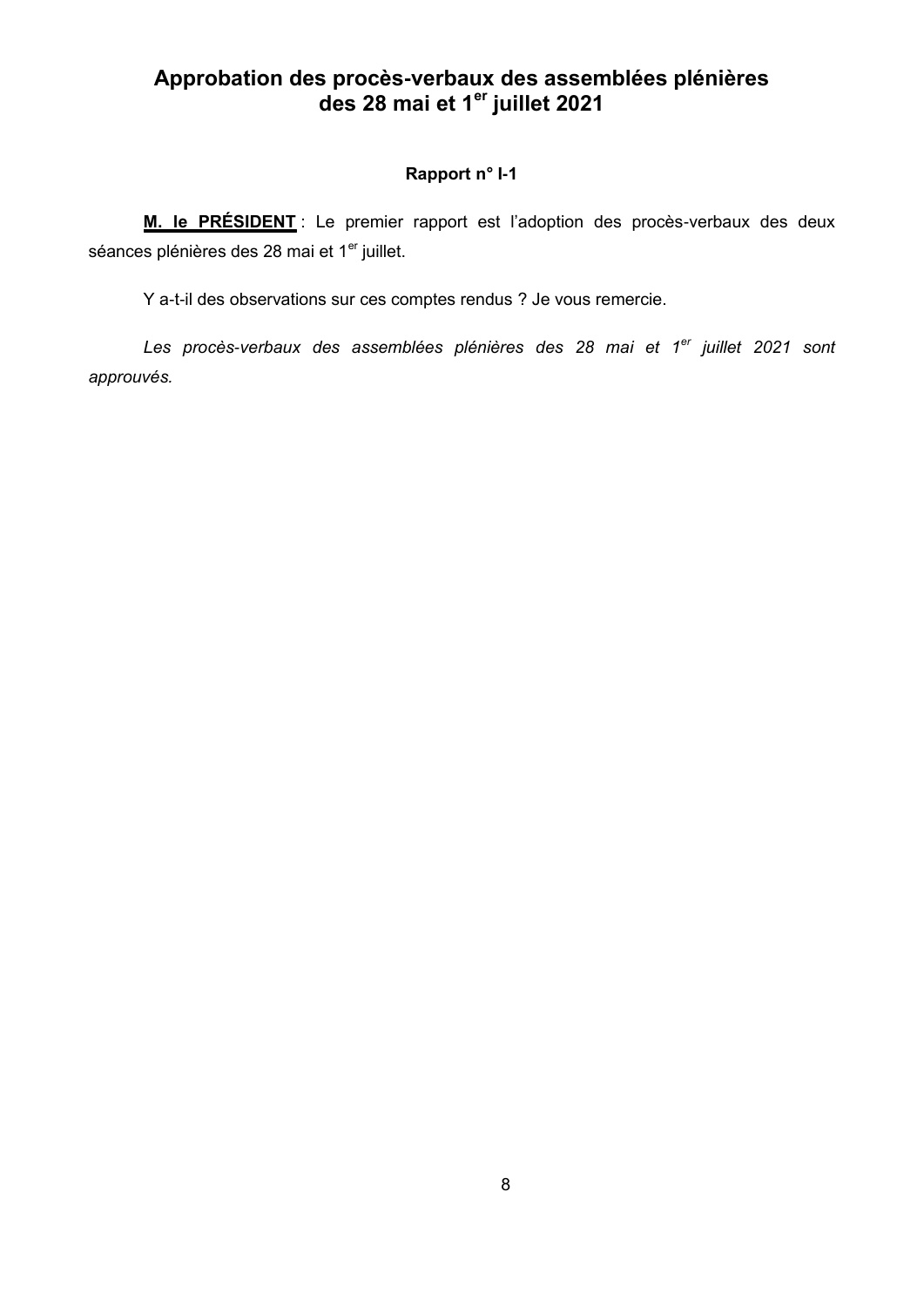## Approbation des procès-verbaux des assemblées plénières des 28 mai et 1er juillet 2021

**Rapport n° I-1**

**M. le PRÉSIDENT** : Le premier rapport est l'adoption des procès-verbaux des deux séances plénières des 28 mai et 1er juillet.

Y a-t-il des observations sur ces comptes rendus ? Je vous remercie.

*Les procès-verbaux des assemblées plénières des 28 mai et 1er juillet 2021 sont approuvés.*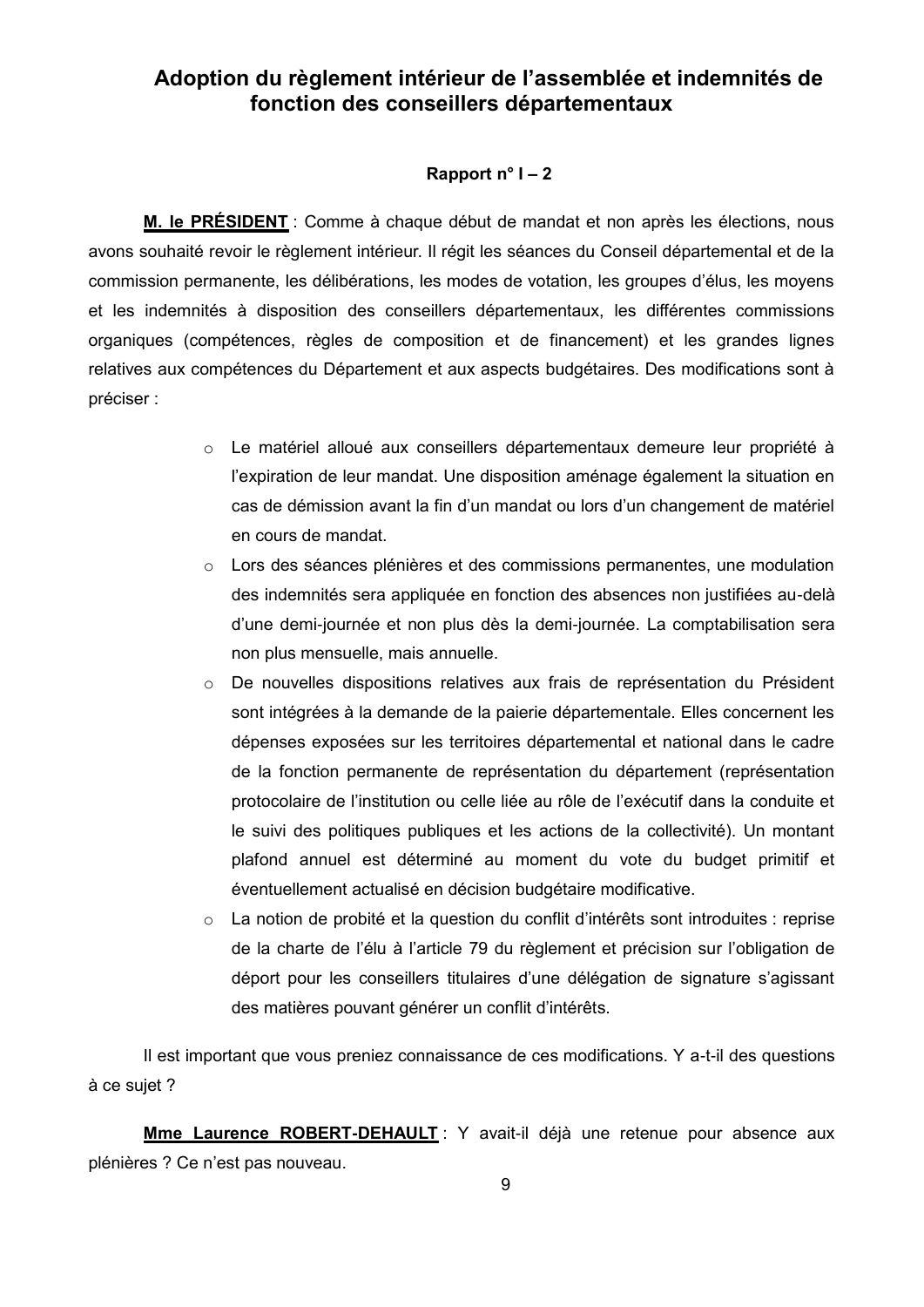## Adoption du règlement intérieur de l'assemblée et indemnités de fonction des conseillers départementaux

**Rapport n° I – 2**

**M. le PRÉSIDENT** : Comme à chaque début de mandat et non après les élections, nous avons souhaité revoir le règlement intérieur. Il régit les séances du Conseil départemental et de la commission permanente, les délibérations, les modes de votation, les groupes d'élus, les moyens et les indemnités à disposition des conseillers départementaux, les différentes commissions organiques (compétences, règles de composition et de financement) et les grandes lignes relatives aux compétences du Département et aux aspects budgétaires. Des modifications sont à préciser :

- Le matériel alloué aux conseillers départementaux demeure leur propriété à l'expiration de leur mandat. Une disposition aménage également la situation en cas de démission avant la fin d'un mandat ou lors d'un changement de matériel en cours de mandat.
- Lors des séances plénières et des commissions permanentes, une modulation des indemnités sera appliquée en fonction des absences non justifiées au-delà d'une demi-journée et non plus dès la demi-journée. La comptabilisation sera non plus mensuelle, mais annuelle.
- De nouvelles dispositions relatives aux frais de représentation du Président sont intégrées à la demande de la paierie départementale. Elles concernent les dépenses exposées sur les territoires départemental et national dans le cadre de la fonction permanente de représentation du département (représentation protocolaire de l'institution ou celle liée au rôle de l'exécutif dans la conduite et le suivi des politiques publiques et les actions de la collectivité). Un montant plafond annuel est déterminé au moment du vote du budget primitif et éventuellement actualisé en décision budgétaire modificative.
- La notion de probité et la question du conflit d'intérêts sont introduites : reprise de la charte de l'élu à l'article 79 du règlement et précision sur l'obligation de déport pour les conseillers titulaires d'une délégation de signature s'agissant des matières pouvant générer un conflit d'intérêts.

Il est important que vous preniez connaissance de ces modifications. Y a-t-il des questions à ce sujet ?

**Mme Laurence ROBERT-DEHAULT** : Y avait-il déjà une retenue pour absence aux plénières ? Ce n'est pas nouveau.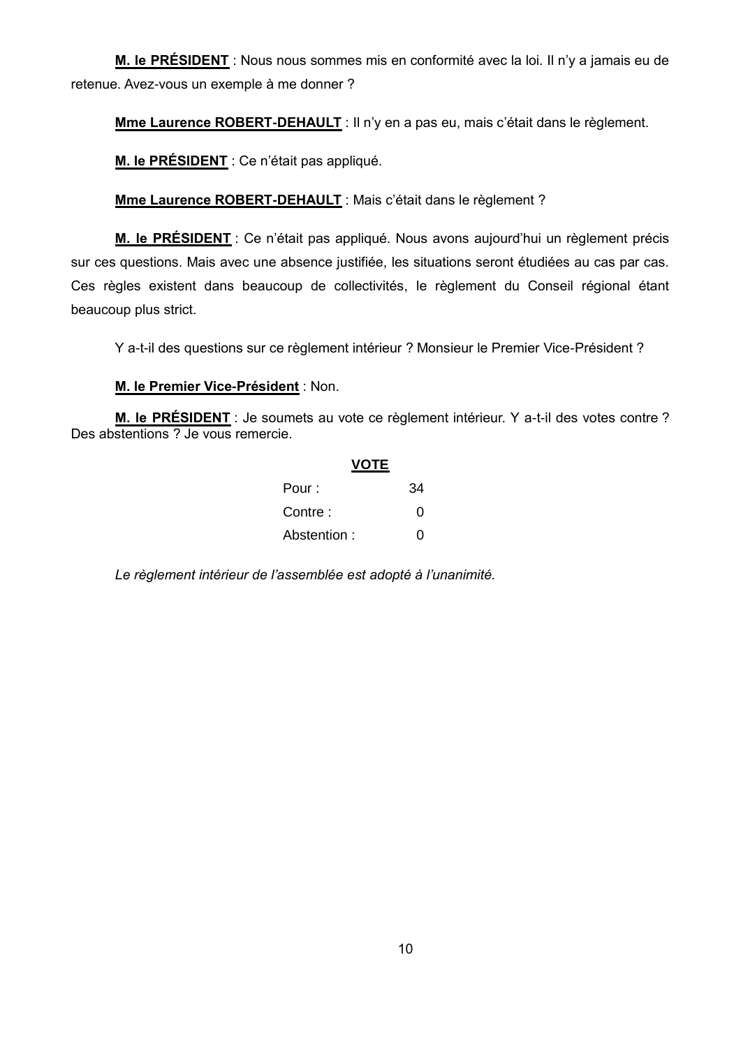**M. le PRÉSIDENT** : Nous nous sommes mis en conformité avec la loi. Il n'y a jamais eu de retenue. Avez-vous un exemple à me donner ?

**Mme Laurence ROBERT-DEHAULT** : Il n'y en a pas eu, mais c'était dans le règlement.

**M. le PRÉSIDENT** : Ce n'était pas appliqué.

**Mme Laurence ROBERT-DEHAULT** : Mais c'était dans le règlement ?

**M. le PRÉSIDENT** : Ce n'était pas appliqué. Nous avons aujourd'hui un règlement précis sur ces questions. Mais avec une absence justifiée, les situations seront étudiées au cas par cas. Ces règles existent dans beaucoup de collectivités, le règlement du Conseil régional étant beaucoup plus strict.

Y a-t-il des questions sur ce règlement intérieur ? Monsieur le Premier Vice-Président ?

**M. le Premier Vice-Président** : Non.

**M. le PRÉSIDENT** : Je soumets au vote ce règlement intérieur. Y a-t-il des votes contre ? Des abstentions ? Je vous remercie.

**VOTE**

| | |
|---|---|
| Pour : | 34 |
| Contre : | 0 |
| Abstention : | 0 |

*Le règlement intérieur de l'assemblée est adopté à l'unanimité.*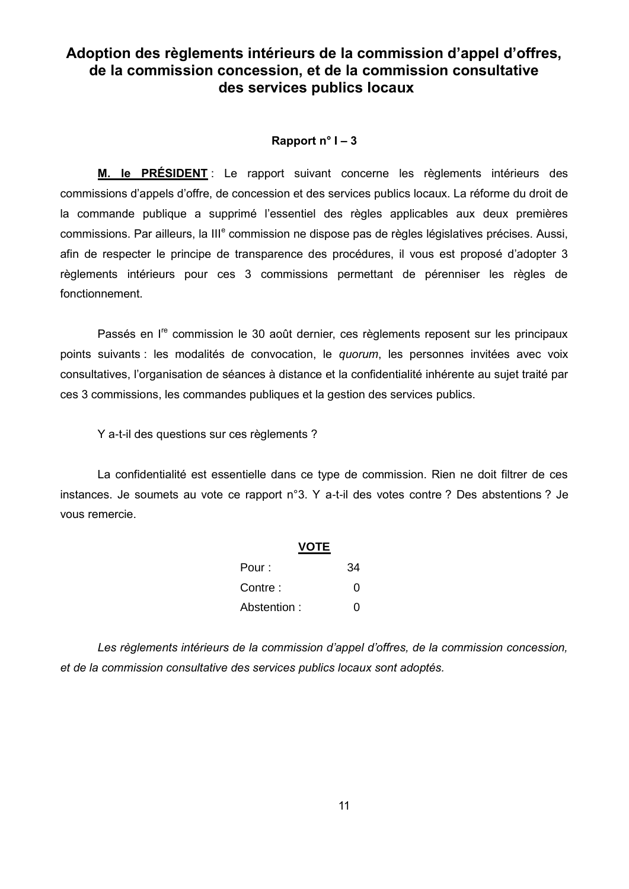# Adoption des règlements intérieurs de la commission d'appel d'offres, de la commission concession, et de la commission consultative des services publics locaux

**Rapport n° I – 3**

**M. le PRÉSIDENT** : Le rapport suivant concerne les règlements intérieurs des commissions d'appels d'offre, de concession et des services publics locaux. La réforme du droit de la commande publique a supprimé l'essentiel des règles applicables aux deux premières commissions. Par ailleurs, la III[e] commission ne dispose pas de règles législatives précises. Aussi, afin de respecter le principe de transparence des procédures, il vous est proposé d'adopter 3 règlements intérieurs pour ces 3 commissions permettant de pérenniser les règles de fonctionnement.

Passés en I[re] commission le 30 août dernier, ces règlements reposent sur les principaux points suivants : les modalités de convocation, le *quorum*, les personnes invitées avec voix consultatives, l'organisation de séances à distance et la confidentialité inhérente au sujet traité par ces 3 commissions, les commandes publiques et la gestion des services publics.

Y a-t-il des questions sur ces règlements ?

La confidentialité est essentielle dans ce type de commission. Rien ne doit filtrer de ces instances. Je soumets au vote ce rapport n°3. Y a-t-il des votes contre ? Des abstentions ? Je vous remercie.

**VOTE**

| | |
|---|---|
| Pour : | 34 |
| Contre : | 0 |
| Abstention : | 0 |

*Les règlements intérieurs de la commission d'appel d'offres, de la commission concession, et de la commission consultative des services publics locaux sont adoptés.*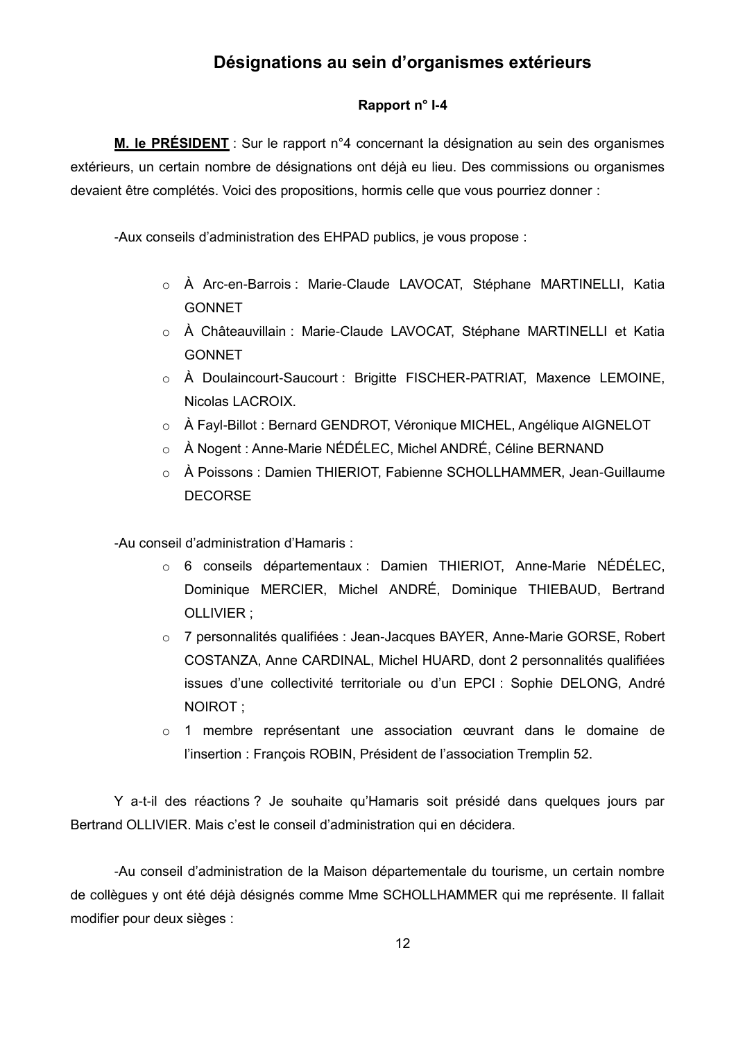## Désignations au sein d'organismes extérieurs

**Rapport n° I-4**

**M. le PRÉSIDENT** : Sur le rapport n°4 concernant la désignation au sein des organismes extérieurs, un certain nombre de désignations ont déjà eu lieu. Des commissions ou organismes devaient être complétés. Voici des propositions, hormis celle que vous pourriez donner :

-Aux conseils d'administration des EHPAD publics, je vous propose :

- À Arc-en-Barrois : Marie-Claude LAVOCAT, Stéphane MARTINELLI, Katia GONNET
- À Châteauvillain : Marie-Claude LAVOCAT, Stéphane MARTINELLI et Katia GONNET
- À Doulaincourt-Saucourt : Brigitte FISCHER-PATRIAT, Maxence LEMOINE, Nicolas LACROIX.
- À Fayl-Billot : Bernard GENDROT, Véronique MICHEL, Angélique AIGNELOT
- À Nogent : Anne-Marie NÉDÉLEC, Michel ANDRÉ, Céline BERNAND
- À Poissons : Damien THIERIOT, Fabienne SCHOLLHAMMER, Jean-Guillaume DECORSE

-Au conseil d'administration d'Hamaris :

- 6 conseils départementaux : Damien THIERIOT, Anne-Marie NÉDÉLEC, Dominique MERCIER, Michel ANDRÉ, Dominique THIEBAUD, Bertrand OLLIVIER ;
- 7 personnalités qualifiées : Jean-Jacques BAYER, Anne-Marie GORSE, Robert COSTANZA, Anne CARDINAL, Michel HUARD, dont 2 personnalités qualifiées issues d'une collectivité territoriale ou d'un EPCI : Sophie DELONG, André NOIROT ;
- 1 membre représentant une association œuvrant dans le domaine de l'insertion : François ROBIN, Président de l'association Tremplin 52.

Y a-t-il des réactions ? Je souhaite qu'Hamaris soit présidé dans quelques jours par Bertrand OLLIVIER. Mais c'est le conseil d'administration qui en décidera.

-Au conseil d'administration de la Maison départementale du tourisme, un certain nombre de collègues y ont été déjà désignés comme Mme SCHOLLHAMMER qui me représente. Il fallait modifier pour deux sièges :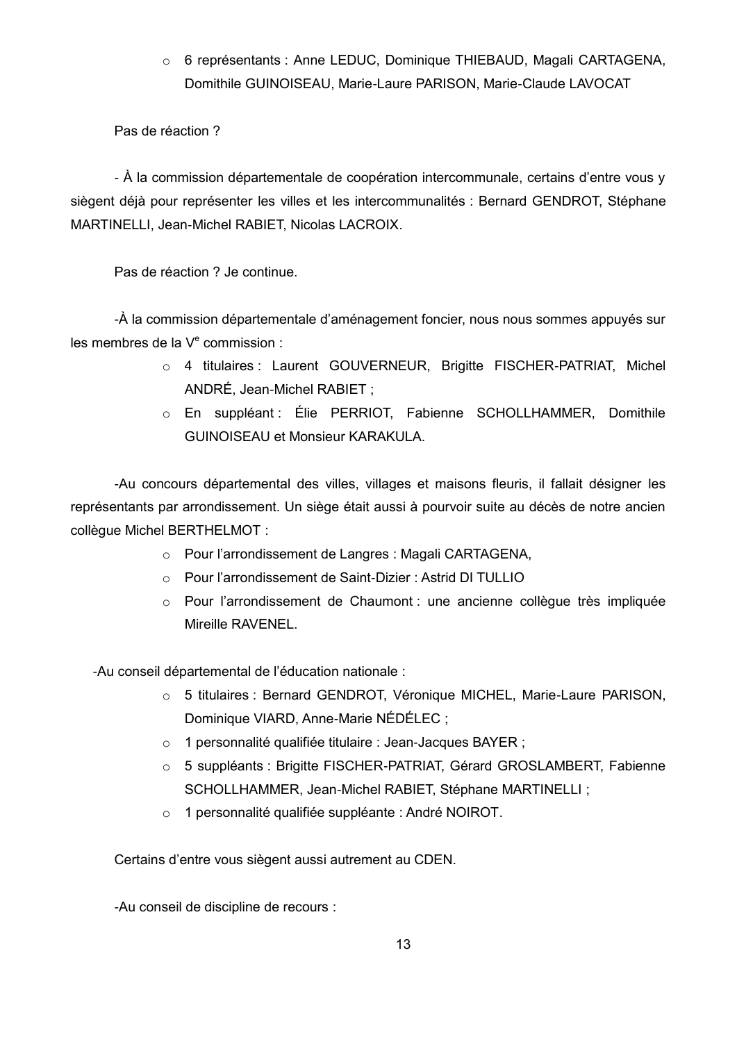- 6 représentants : Anne LEDUC, Dominique THIEBAUD, Magali CARTAGENA, Domithile GUINOISEAU, Marie-Laure PARISON, Marie-Claude LAVOCAT

Pas de réaction ?

- À la commission départementale de coopération intercommunale, certains d'entre vous y siègent déjà pour représenter les villes et les intercommunalités : Bernard GENDROT, Stéphane MARTINELLI, Jean-Michel RABIET, Nicolas LACROIX.

Pas de réaction ? Je continue.

-À la commission départementale d'aménagement foncier, nous nous sommes appuyés sur les membres de la V^e commission :

- 4 titulaires : Laurent GOUVERNEUR, Brigitte FISCHER-PATRIAT, Michel ANDRÉ, Jean-Michel RABIET ;
- En suppléant : Élie PERRIOT, Fabienne SCHOLLHAMMER, Domithile GUINOISEAU et Monsieur KARAKULA.

-Au concours départemental des villes, villages et maisons fleuris, il fallait désigner les représentants par arrondissement. Un siège était aussi à pourvoir suite au décès de notre ancien collègue Michel BERTHELMOT :

- Pour l'arrondissement de Langres : Magali CARTAGENA,
- Pour l'arrondissement de Saint-Dizier : Astrid DI TULLIO
- Pour l'arrondissement de Chaumont : une ancienne collègue très impliquée Mireille RAVENEL.

-Au conseil départemental de l'éducation nationale :

- 5 titulaires : Bernard GENDROT, Véronique MICHEL, Marie-Laure PARISON, Dominique VIARD, Anne-Marie NÉDÉLEC ;
- 1 personnalité qualifiée titulaire : Jean-Jacques BAYER ;
- 5 suppléants : Brigitte FISCHER-PATRIAT, Gérard GROSLAMBERT, Fabienne SCHOLLHAMMER, Jean-Michel RABIET, Stéphane MARTINELLI ;
- 1 personnalité qualifiée suppléante : André NOIROT.

Certains d'entre vous siègent aussi autrement au CDEN.

-Au conseil de discipline de recours :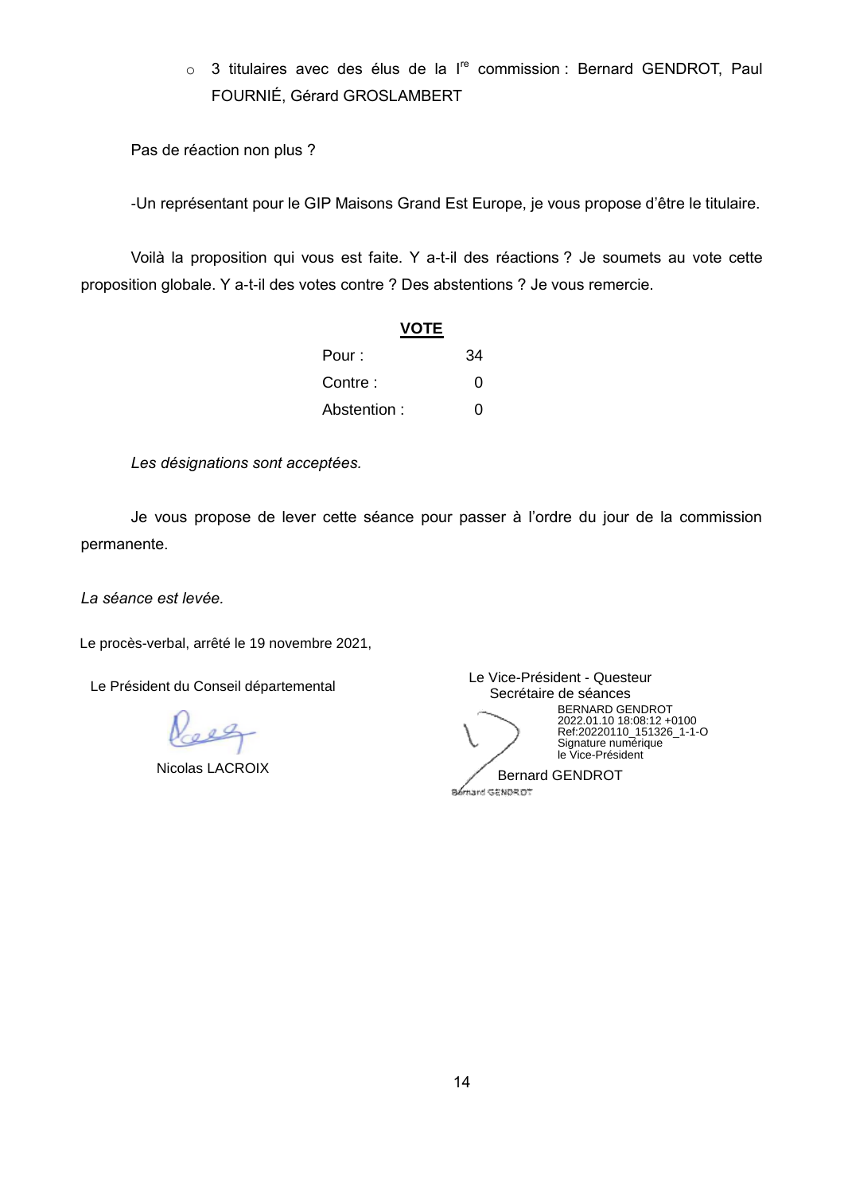- 3 titulaires avec des élus de la Ire commission : Bernard GENDROT, Paul FOURNIÉ, Gérard GROSLAMBERT

Pas de réaction non plus ?

-Un représentant pour le GIP Maisons Grand Est Europe, je vous propose d'être le titulaire.

Voilà la proposition qui vous est faite. Y a-t-il des réactions ? Je soumets au vote cette proposition globale. Y a-t-il des votes contre ? Des abstentions ? Je vous remercie.

**<u>VOTE</u>**

| | |
|---|---|
| Pour : | 34 |
| Contre : | 0 |
| Abstention : | 0 |

*Les désignations sont acceptées.*

Je vous propose de lever cette séance pour passer à l'ordre du jour de la commission permanente.

*La séance est levée.*

Le procès-verbal, arrêté le 19 novembre 2021,

Le Président du Conseil départemental

Nicolas LACROIX

Le Vice-Président - Questeur
Secrétaire de séances

BERNARD GENDROT
2022.01.10 18:08:12 +0100
Ref:20220110_151326_1-1-O
Signature numérique
le Vice-Président

Bernard GENDROT